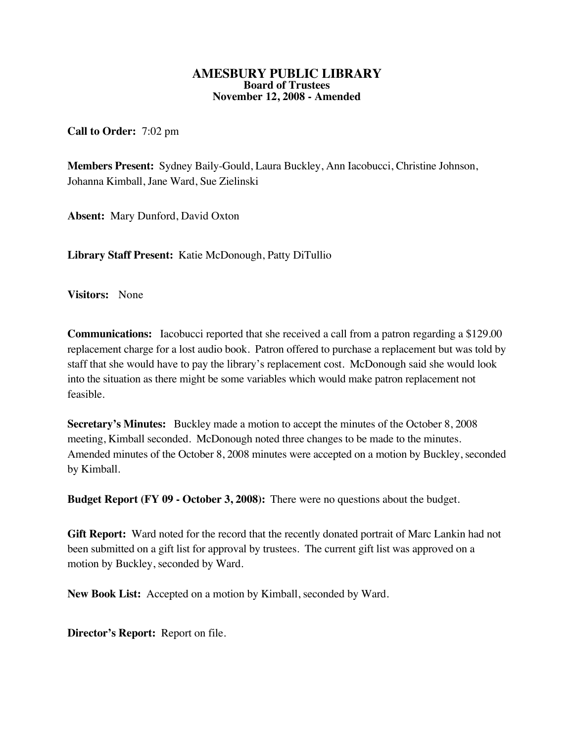# AMESBURY PUBLIC LIBRARY
## Board of Trustees
## November 12, 2008 - Amended

**Call to Order:** 7:02 pm

**Members Present:** Sydney Baily-Gould, Laura Buckley, Ann Iacobucci, Christine Johnson, Johanna Kimball, Jane Ward, Sue Zielinski

**Absent:** Mary Dunford, David Oxton

**Library Staff Present:** Katie McDonough, Patty DiTullio

**Visitors:** None

**Communications:** Iacobucci reported that she received a call from a patron regarding a $129.00 replacement charge for a lost audio book. Patron offered to purchase a replacement but was told by staff that she would have to pay the library's replacement cost. McDonough said she would look into the situation as there might be some variables which would make patron replacement not feasible.

**Secretary's Minutes:** Buckley made a motion to accept the minutes of the October 8, 2008 meeting, Kimball seconded. McDonough noted three changes to be made to the minutes. Amended minutes of the October 8, 2008 minutes were accepted on a motion by Buckley, seconded by Kimball.

**Budget Report (FY 09 - October 3, 2008):** There were no questions about the budget.

**Gift Report:** Ward noted for the record that the recently donated portrait of Marc Lankin had not been submitted on a gift list for approval by trustees. The current gift list was approved on a motion by Buckley, seconded by Ward.

**New Book List:** Accepted on a motion by Kimball, seconded by Ward.

**Director's Report:** Report on file.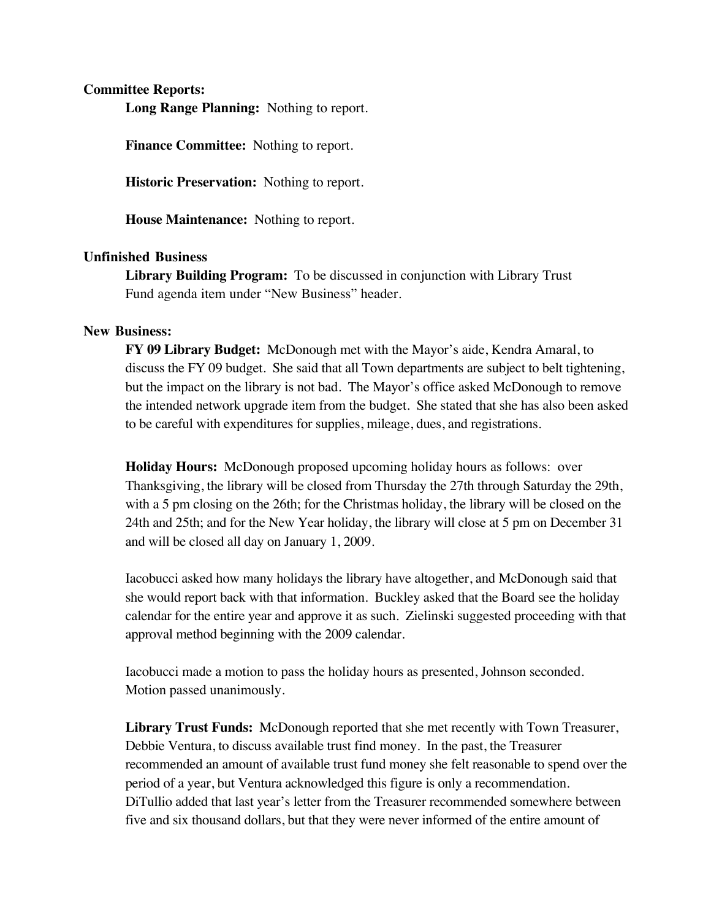**Committee Reports:**

**Long Range Planning:** Nothing to report.

**Finance Committee:** Nothing to report.

**Historic Preservation:** Nothing to report.

**House Maintenance:** Nothing to report.

**Unfinished Business**

**Library Building Program:** To be discussed in conjunction with Library Trust Fund agenda item under "New Business" header.

**New Business:**

**FY 09 Library Budget:** McDonough met with the Mayor's aide, Kendra Amaral, to discuss the FY 09 budget. She said that all Town departments are subject to belt tightening, but the impact on the library is not bad. The Mayor's office asked McDonough to remove the intended network upgrade item from the budget. She stated that she has also been asked to be careful with expenditures for supplies, mileage, dues, and registrations.

**Holiday Hours:** McDonough proposed upcoming holiday hours as follows: over Thanksgiving, the library will be closed from Thursday the 27th through Saturday the 29th, with a 5 pm closing on the 26th; for the Christmas holiday, the library will be closed on the 24th and 25th; and for the New Year holiday, the library will close at 5 pm on December 31 and will be closed all day on January 1, 2009.

Iacobucci asked how many holidays the library have altogether, and McDonough said that she would report back with that information. Buckley asked that the Board see the holiday calendar for the entire year and approve it as such. Zielinski suggested proceeding with that approval method beginning with the 2009 calendar.

Iacobucci made a motion to pass the holiday hours as presented, Johnson seconded. Motion passed unanimously.

**Library Trust Funds:** McDonough reported that she met recently with Town Treasurer, Debbie Ventura, to discuss available trust find money. In the past, the Treasurer recommended an amount of available trust fund money she felt reasonable to spend over the period of a year, but Ventura acknowledged this figure is only a recommendation. DiTullio added that last year's letter from the Treasurer recommended somewhere between five and six thousand dollars, but that they were never informed of the entire amount of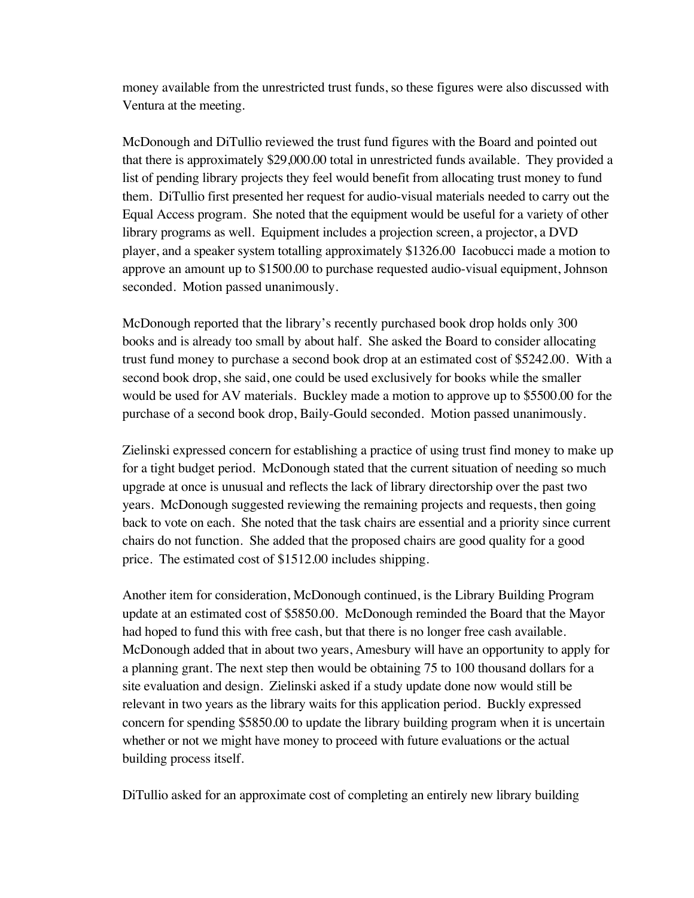money available from the unrestricted trust funds, so these figures were also discussed with Ventura at the meeting.

McDonough and DiTullio reviewed the trust fund figures with the Board and pointed out that there is approximately $29,000.00 total in unrestricted funds available. They provided a list of pending library projects they feel would benefit from allocating trust money to fund them. DiTullio first presented her request for audio-visual materials needed to carry out the Equal Access program. She noted that the equipment would be useful for a variety of other library programs as well. Equipment includes a projection screen, a projector, a DVD player, and a speaker system totalling approximately $1326.00 Iacobucci made a motion to approve an amount up to $1500.00 to purchase requested audio-visual equipment, Johnson seconded. Motion passed unanimously.

McDonough reported that the library's recently purchased book drop holds only 300 books and is already too small by about half. She asked the Board to consider allocating trust fund money to purchase a second book drop at an estimated cost of $5242.00. With a second book drop, she said, one could be used exclusively for books while the smaller would be used for AV materials. Buckley made a motion to approve up to $5500.00 for the purchase of a second book drop, Baily-Gould seconded. Motion passed unanimously.

Zielinski expressed concern for establishing a practice of using trust find money to make up for a tight budget period. McDonough stated that the current situation of needing so much upgrade at once is unusual and reflects the lack of library directorship over the past two years. McDonough suggested reviewing the remaining projects and requests, then going back to vote on each. She noted that the task chairs are essential and a priority since current chairs do not function. She added that the proposed chairs are good quality for a good price. The estimated cost of $1512.00 includes shipping.

Another item for consideration, McDonough continued, is the Library Building Program update at an estimated cost of $5850.00. McDonough reminded the Board that the Mayor had hoped to fund this with free cash, but that there is no longer free cash available. McDonough added that in about two years, Amesbury will have an opportunity to apply for a planning grant. The next step then would be obtaining 75 to 100 thousand dollars for a site evaluation and design. Zielinski asked if a study update done now would still be relevant in two years as the library waits for this application period. Buckly expressed concern for spending $5850.00 to update the library building program when it is uncertain whether or not we might have money to proceed with future evaluations or the actual building process itself.

DiTullio asked for an approximate cost of completing an entirely new library building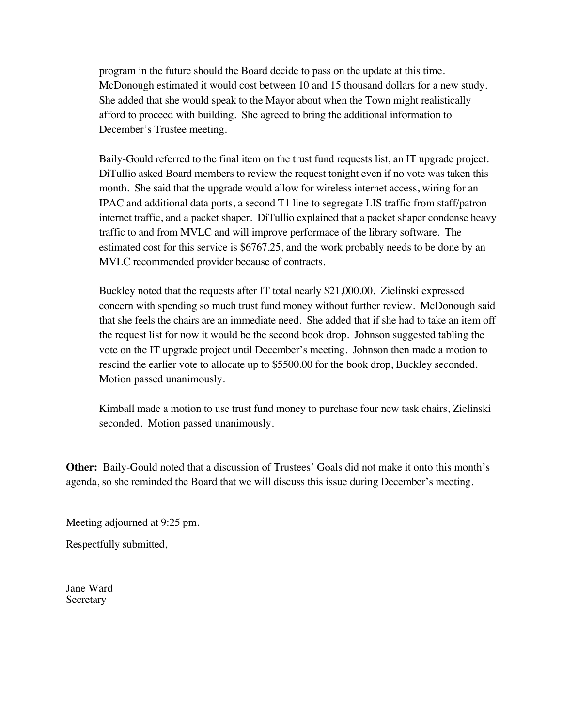program in the future should the Board decide to pass on the update at this time. McDonough estimated it would cost between 10 and 15 thousand dollars for a new study. She added that she would speak to the Mayor about when the Town might realistically afford to proceed with building. She agreed to bring the additional information to December's Trustee meeting.

Baily-Gould referred to the final item on the trust fund requests list, an IT upgrade project. DiTullio asked Board members to review the request tonight even if no vote was taken this month. She said that the upgrade would allow for wireless internet access, wiring for an IPAC and additional data ports, a second T1 line to segregate LIS traffic from staff/patron internet traffic, and a packet shaper. DiTullio explained that a packet shaper condense heavy traffic to and from MVLC and will improve performace of the library software. The estimated cost for this service is $6767.25, and the work probably needs to be done by an MVLC recommended provider because of contracts.

Buckley noted that the requests after IT total nearly $21,000.00. Zielinski expressed concern with spending so much trust fund money without further review. McDonough said that she feels the chairs are an immediate need. She added that if she had to take an item off the request list for now it would be the second book drop. Johnson suggested tabling the vote on the IT upgrade project until December's meeting. Johnson then made a motion to rescind the earlier vote to allocate up to $5500.00 for the book drop, Buckley seconded. Motion passed unanimously.

Kimball made a motion to use trust fund money to purchase four new task chairs, Zielinski seconded. Motion passed unanimously.

**Other:** Baily-Gould noted that a discussion of Trustees' Goals did not make it onto this month's agenda, so she reminded the Board that we will discuss this issue during December's meeting.

Meeting adjourned at 9:25 pm.

Respectfully submitted,

Jane Ward
Secretary